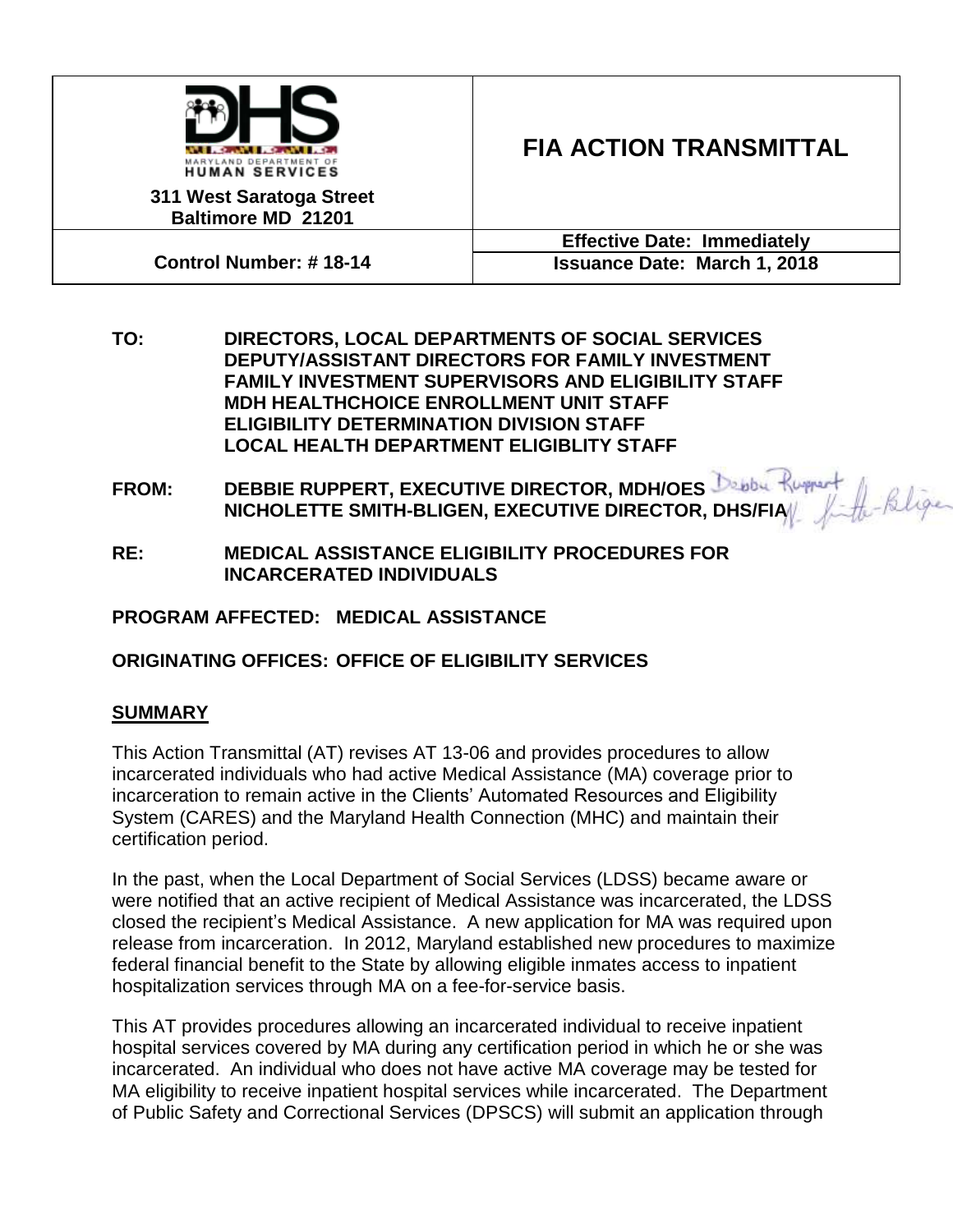| MARYLAND DEPARTMENT OF HUMAN SERVICES<br>311 West Saratoga Street<br>Baltimore MD 21201 | **FIA ACTION TRANSMITTAL** |
|---|---|
| **Control Number: # 18-14** | **Effective Date: Immediately**<br>**Issuance Date: March 1, 2018** |

**TO:** DIRECTORS, LOCAL DEPARTMENTS OF SOCIAL SERVICES
DEPUTY/ASSISTANT DIRECTORS FOR FAMILY INVESTMENT
FAMILY INVESTMENT SUPERVISORS AND ELIGIBILITY STAFF
MDH HEALTHCHOICE ENROLLMENT UNIT STAFF
ELIGIBILITY DETERMINATION DIVISION STAFF
LOCAL HEALTH DEPARTMENT ELIGIBLITY STAFF

**FROM:** DEBBIE RUPPERT, EXECUTIVE DIRECTOR, MDH/OES
NICHOLETTE SMITH-BLIGEN, EXECUTIVE DIRECTOR, DHS/FIA

**RE:** MEDICAL ASSISTANCE ELIGIBILITY PROCEDURES FOR INCARCERATED INDIVIDUALS

**PROGRAM AFFECTED: MEDICAL ASSISTANCE**

**ORIGINATING OFFICES: OFFICE OF ELIGIBILITY SERVICES**

## SUMMARY

This Action Transmittal (AT) revises AT 13-06 and provides procedures to allow incarcerated individuals who had active Medical Assistance (MA) coverage prior to incarceration to remain active in the Clients' Automated Resources and Eligibility System (CARES) and the Maryland Health Connection (MHC) and maintain their certification period.

In the past, when the Local Department of Social Services (LDSS) became aware or were notified that an active recipient of Medical Assistance was incarcerated, the LDSS closed the recipient's Medical Assistance. A new application for MA was required upon release from incarceration. In 2012, Maryland established new procedures to maximize federal financial benefit to the State by allowing eligible inmates access to inpatient hospitalization services through MA on a fee-for-service basis.

This AT provides procedures allowing an incarcerated individual to receive inpatient hospital services covered by MA during any certification period in which he or she was incarcerated. An individual who does not have active MA coverage may be tested for MA eligibility to receive inpatient hospital services while incarcerated. The Department of Public Safety and Correctional Services (DPSCS) will submit an application through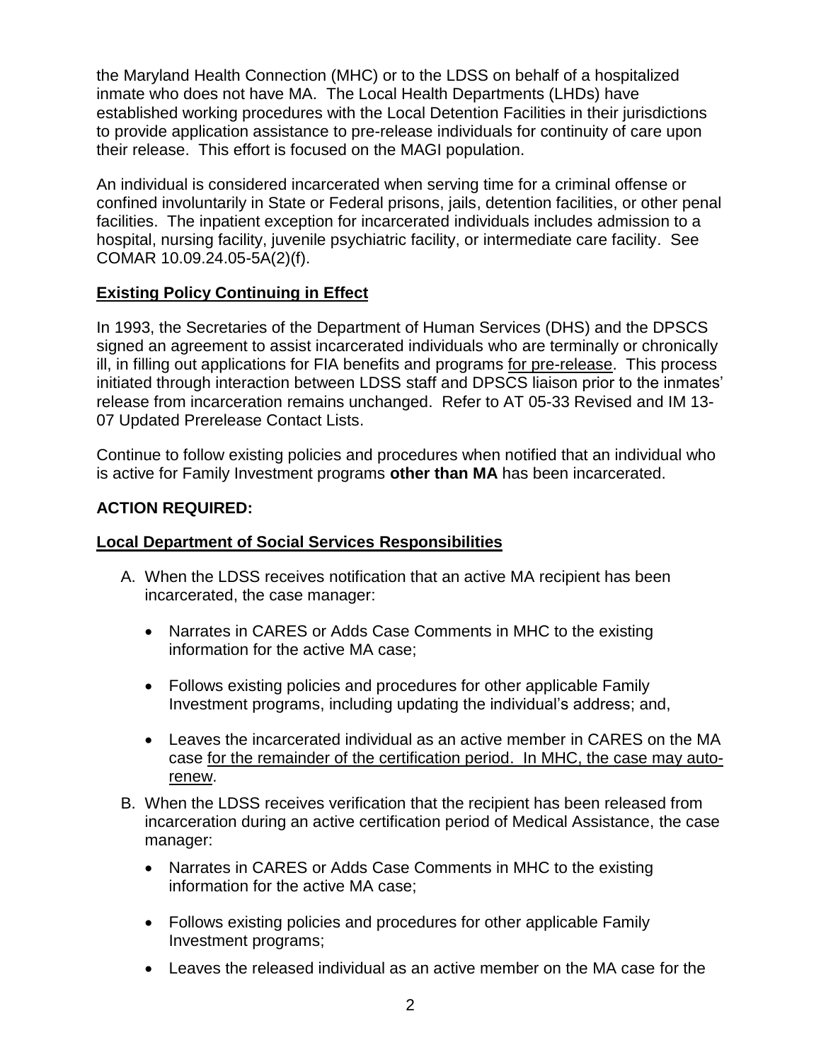the Maryland Health Connection (MHC) or to the LDSS on behalf of a hospitalized inmate who does not have MA. The Local Health Departments (LHDs) have established working procedures with the Local Detention Facilities in their jurisdictions to provide application assistance to pre-release individuals for continuity of care upon their release. This effort is focused on the MAGI population.

An individual is considered incarcerated when serving time for a criminal offense or confined involuntarily in State or Federal prisons, jails, detention facilities, or other penal facilities. The inpatient exception for incarcerated individuals includes admission to a hospital, nursing facility, juvenile psychiatric facility, or intermediate care facility. See COMAR 10.09.24.05-5A(2)(f).

## <u>Existing Policy Continuing in Effect</u>

In 1993, the Secretaries of the Department of Human Services (DHS) and the DPSCS signed an agreement to assist incarcerated individuals who are terminally or chronically ill, in filling out applications for FIA benefits and programs <u>for pre-release</u>. This process initiated through interaction between LDSS staff and DPSCS liaison prior to the inmates' release from incarceration remains unchanged. Refer to AT 05-33 Revised and IM 13-07 Updated Prerelease Contact Lists.

Continue to follow existing policies and procedures when notified that an individual who is active for Family Investment programs **other than MA** has been incarcerated.

## ACTION REQUIRED:

### <u>Local Department of Social Services Responsibilities</u>

A. When the LDSS receives notification that an active MA recipient has been incarcerated, the case manager:

   - Narrates in CARES or Adds Case Comments in MHC to the existing information for the active MA case;
   - Follows existing policies and procedures for other applicable Family Investment programs, including updating the individual's address; and,
   - Leaves the incarcerated individual as an active member in CARES on the MA case <u>for the remainder of the certification period. In MHC, the case may auto-renew</u>.

B. When the LDSS receives verification that the recipient has been released from incarceration during an active certification period of Medical Assistance, the case manager:

   - Narrates in CARES or Adds Case Comments in MHC to the existing information for the active MA case;
   - Follows existing policies and procedures for other applicable Family Investment programs;
   - Leaves the released individual as an active member on the MA case for the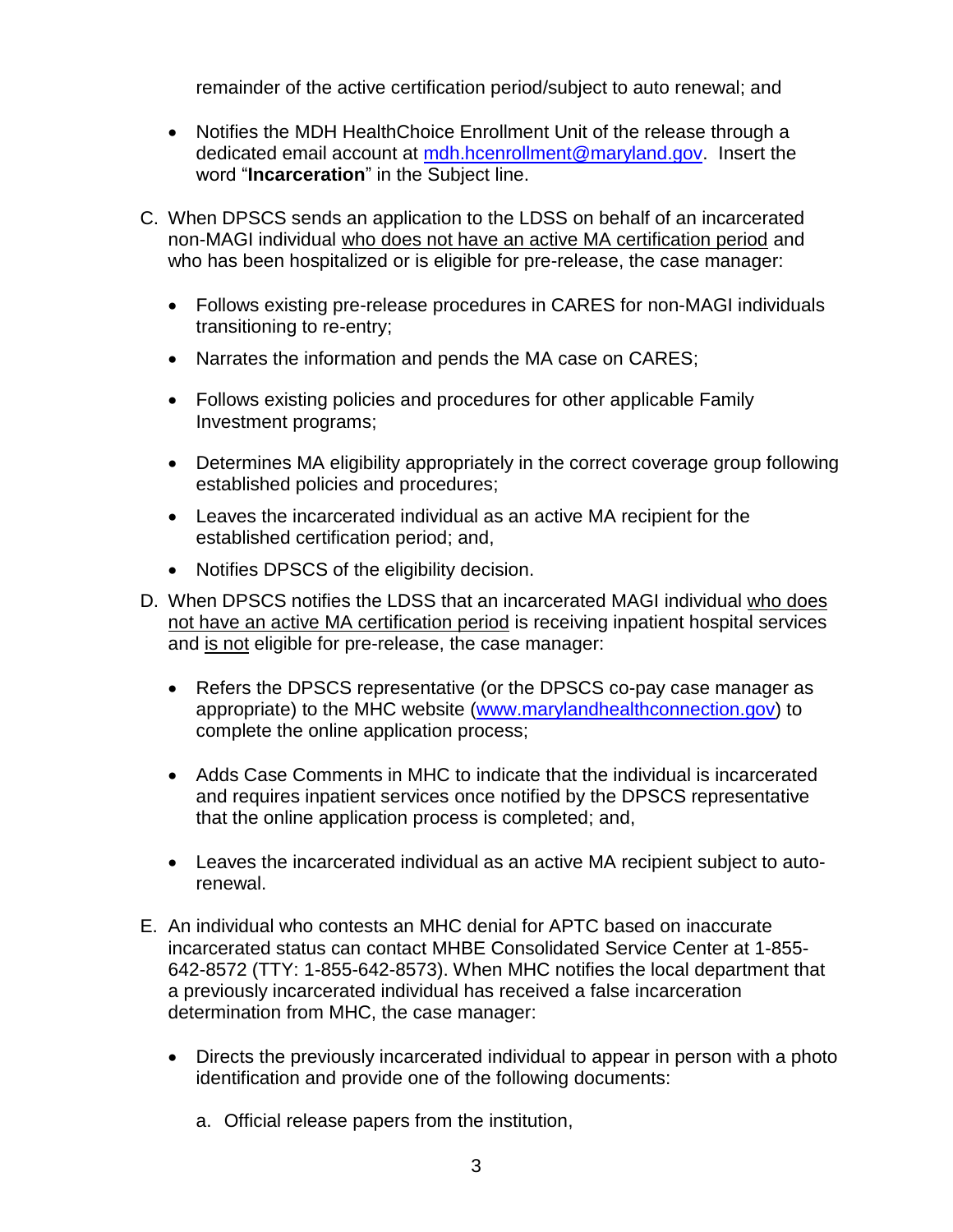remainder of the active certification period/subject to auto renewal; and

- Notifies the MDH HealthChoice Enrollment Unit of the release through a dedicated email account at mdh.hcenrollment@maryland.gov. Insert the word "**Incarceration**" in the Subject line.

C. When DPSCS sends an application to the LDSS on behalf of an incarcerated non-MAGI individual <u>who does not have an active MA certification period</u> and who has been hospitalized or is eligible for pre-release, the case manager:

- Follows existing pre-release procedures in CARES for non-MAGI individuals transitioning to re-entry;
- Narrates the information and pends the MA case on CARES;
- Follows existing policies and procedures for other applicable Family Investment programs;
- Determines MA eligibility appropriately in the correct coverage group following established policies and procedures;
- Leaves the incarcerated individual as an active MA recipient for the established certification period; and,
- Notifies DPSCS of the eligibility decision.

D. When DPSCS notifies the LDSS that an incarcerated MAGI individual <u>who does not have an active MA certification period</u> is receiving inpatient hospital services and <u>is not</u> eligible for pre-release, the case manager:

- Refers the DPSCS representative (or the DPSCS co-pay case manager as appropriate) to the MHC website (www.marylandhealthconnection.gov) to complete the online application process;
- Adds Case Comments in MHC to indicate that the individual is incarcerated and requires inpatient services once notified by the DPSCS representative that the online application process is completed; and,
- Leaves the incarcerated individual as an active MA recipient subject to auto-renewal.

E. An individual who contests an MHC denial for APTC based on inaccurate incarcerated status can contact MHBE Consolidated Service Center at 1-855-642-8572 (TTY: 1-855-642-8573). When MHC notifies the local department that a previously incarcerated individual has received a false incarceration determination from MHC, the case manager:

- Directs the previously incarcerated individual to appear in person with a photo identification and provide one of the following documents:

   a. Official release papers from the institution,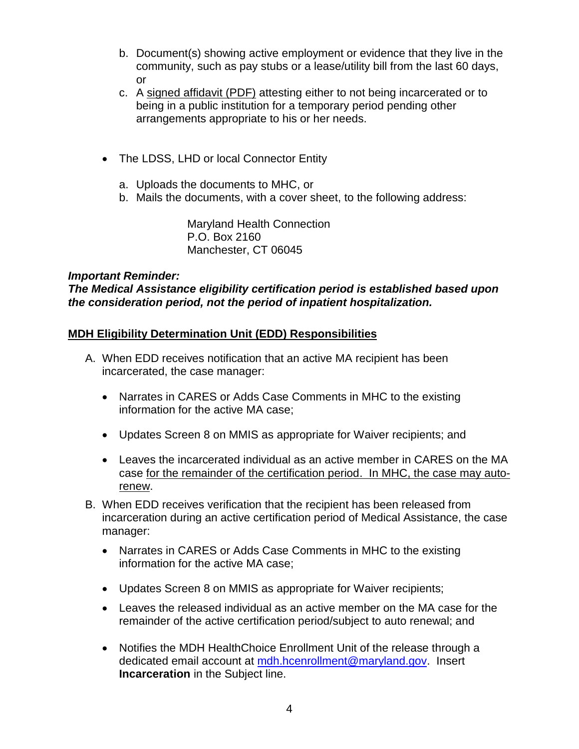b. Document(s) showing active employment or evidence that they live in the community, such as pay stubs or a lease/utility bill from the last 60 days, or
c. A signed affidavit (PDF) attesting either to not being incarcerated or to being in a public institution for a temporary period pending other arrangements appropriate to his or her needs.

- The LDSS, LHD or local Connector Entity

  a. Uploads the documents to MHC, or
  b. Mails the documents, with a cover sheet, to the following address:

     Maryland Health Connection
     P.O. Box 2160
     Manchester, CT 06045

***Important Reminder:***
***The Medical Assistance eligibility certification period is established based upon the consideration period, not the period of inpatient hospitalization.***

**MDH Eligibility Determination Unit (EDD) Responsibilities**

A. When EDD receives notification that an active MA recipient has been incarcerated, the case manager:

   - Narrates in CARES or Adds Case Comments in MHC to the existing information for the active MA case;
   - Updates Screen 8 on MMIS as appropriate for Waiver recipients; and
   - Leaves the incarcerated individual as an active member in CARES on the MA case for the remainder of the certification period. In MHC, the case may auto-renew.

B. When EDD receives verification that the recipient has been released from incarceration during an active certification period of Medical Assistance, the case manager:

   - Narrates in CARES or Adds Case Comments in MHC to the existing information for the active MA case;
   - Updates Screen 8 on MMIS as appropriate for Waiver recipients;
   - Leaves the released individual as an active member on the MA case for the remainder of the active certification period/subject to auto renewal; and
   - Notifies the MDH HealthChoice Enrollment Unit of the release through a dedicated email account at mdh.hcenrollment@maryland.gov. Insert **Incarceration** in the Subject line.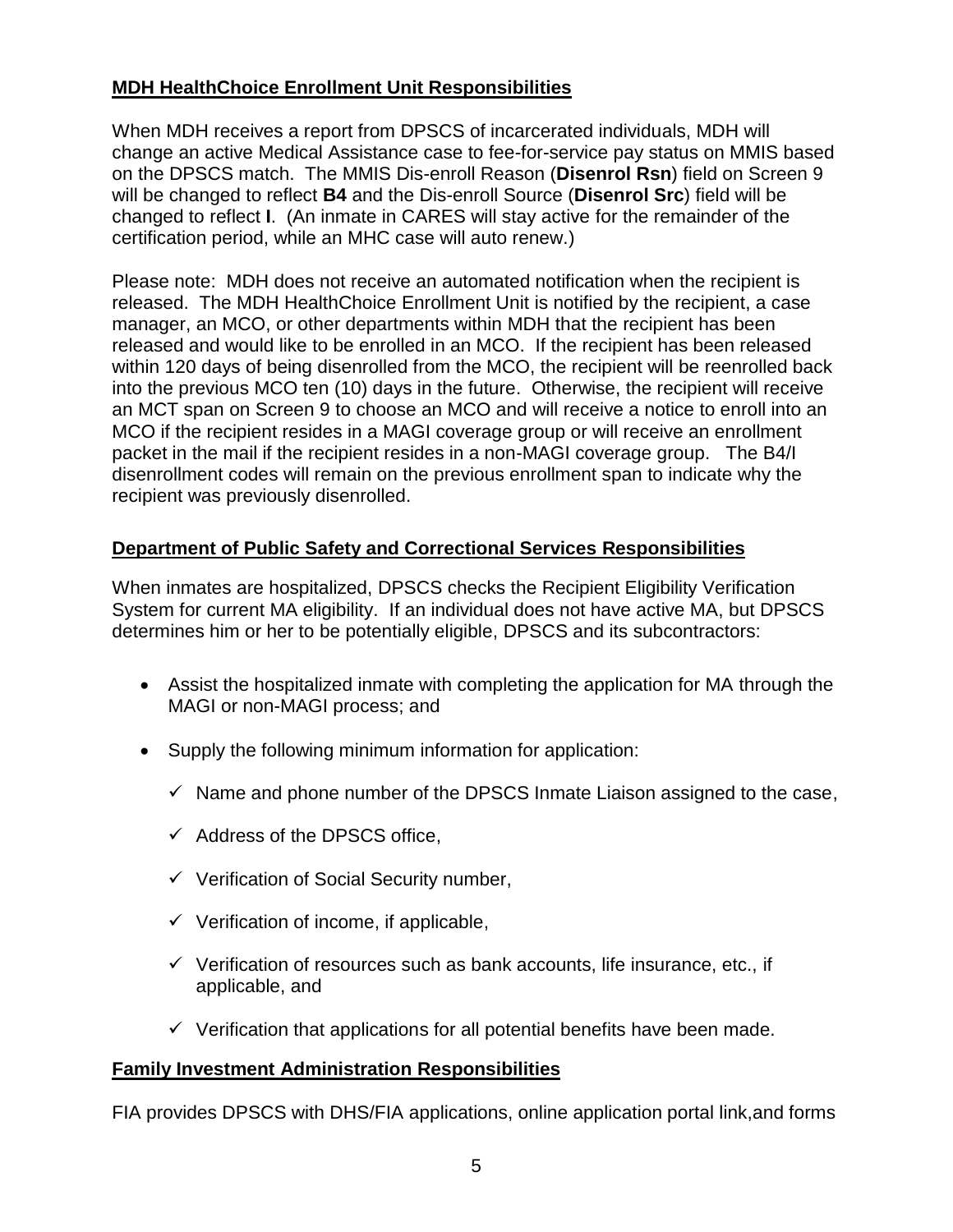**MDH HealthChoice Enrollment Unit Responsibilities**

When MDH receives a report from DPSCS of incarcerated individuals, MDH will change an active Medical Assistance case to fee-for-service pay status on MMIS based on the DPSCS match. The MMIS Dis-enroll Reason (**Disenrol Rsn**) field on Screen 9 will be changed to reflect **B4** and the Dis-enroll Source (**Disenrol Src**) field will be changed to reflect **I**. (An inmate in CARES will stay active for the remainder of the certification period, while an MHC case will auto renew.)

Please note: MDH does not receive an automated notification when the recipient is released. The MDH HealthChoice Enrollment Unit is notified by the recipient, a case manager, an MCO, or other departments within MDH that the recipient has been released and would like to be enrolled in an MCO. If the recipient has been released within 120 days of being disenrolled from the MCO, the recipient will be reenrolled back into the previous MCO ten (10) days in the future. Otherwise, the recipient will receive an MCT span on Screen 9 to choose an MCO and will receive a notice to enroll into an MCO if the recipient resides in a MAGI coverage group or will receive an enrollment packet in the mail if the recipient resides in a non-MAGI coverage group. The B4/I disenrollment codes will remain on the previous enrollment span to indicate why the recipient was previously disenrolled.

**Department of Public Safety and Correctional Services Responsibilities**

When inmates are hospitalized, DPSCS checks the Recipient Eligibility Verification System for current MA eligibility. If an individual does not have active MA, but DPSCS determines him or her to be potentially eligible, DPSCS and its subcontractors:

- Assist the hospitalized inmate with completing the application for MA through the MAGI or non-MAGI process; and
- Supply the following minimum information for application:
  - ✓ Name and phone number of the DPSCS Inmate Liaison assigned to the case,
  - ✓ Address of the DPSCS office,
  - ✓ Verification of Social Security number,
  - ✓ Verification of income, if applicable,
  - ✓ Verification of resources such as bank accounts, life insurance, etc., if applicable, and
  - ✓ Verification that applications for all potential benefits have been made.

**Family Investment Administration Responsibilities**

FIA provides DPSCS with DHS/FIA applications, online application portal link,and forms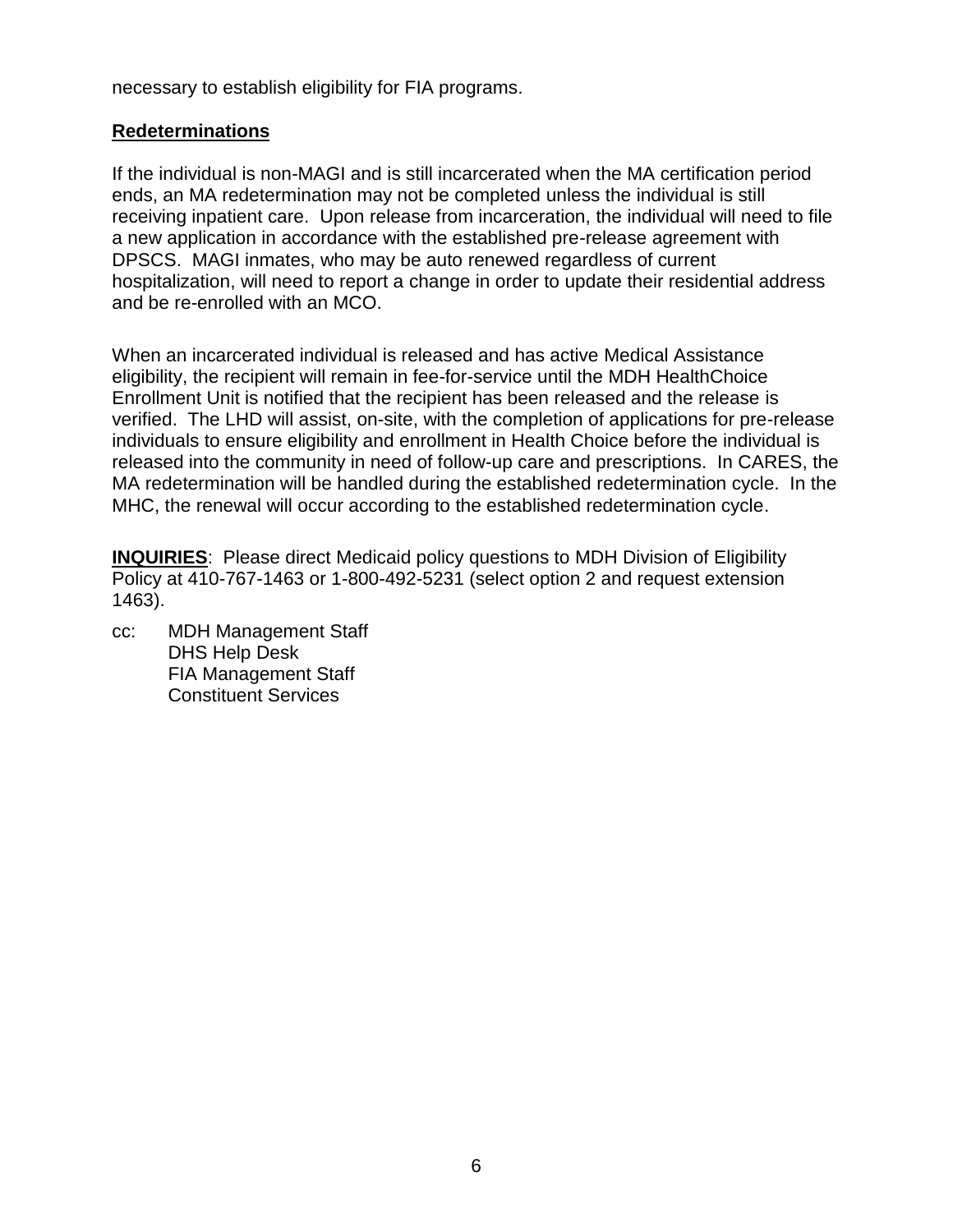necessary to establish eligibility for FIA programs.

## Redeterminations

If the individual is non-MAGI and is still incarcerated when the MA certification period ends, an MA redetermination may not be completed unless the individual is still receiving inpatient care. Upon release from incarceration, the individual will need to file a new application in accordance with the established pre-release agreement with DPSCS. MAGI inmates, who may be auto renewed regardless of current hospitalization, will need to report a change in order to update their residential address and be re-enrolled with an MCO.

When an incarcerated individual is released and has active Medical Assistance eligibility, the recipient will remain in fee-for-service until the MDH HealthChoice Enrollment Unit is notified that the recipient has been released and the release is verified. The LHD will assist, on-site, with the completion of applications for pre-release individuals to ensure eligibility and enrollment in Health Choice before the individual is released into the community in need of follow-up care and prescriptions. In CARES, the MA redetermination will be handled during the established redetermination cycle. In the MHC, the renewal will occur according to the established redetermination cycle.

**INQUIRIES**: Please direct Medicaid policy questions to MDH Division of Eligibility Policy at 410-767-1463 or 1-800-492-5231 (select option 2 and request extension 1463).

cc: MDH Management Staff
DHS Help Desk
FIA Management Staff
Constituent Services